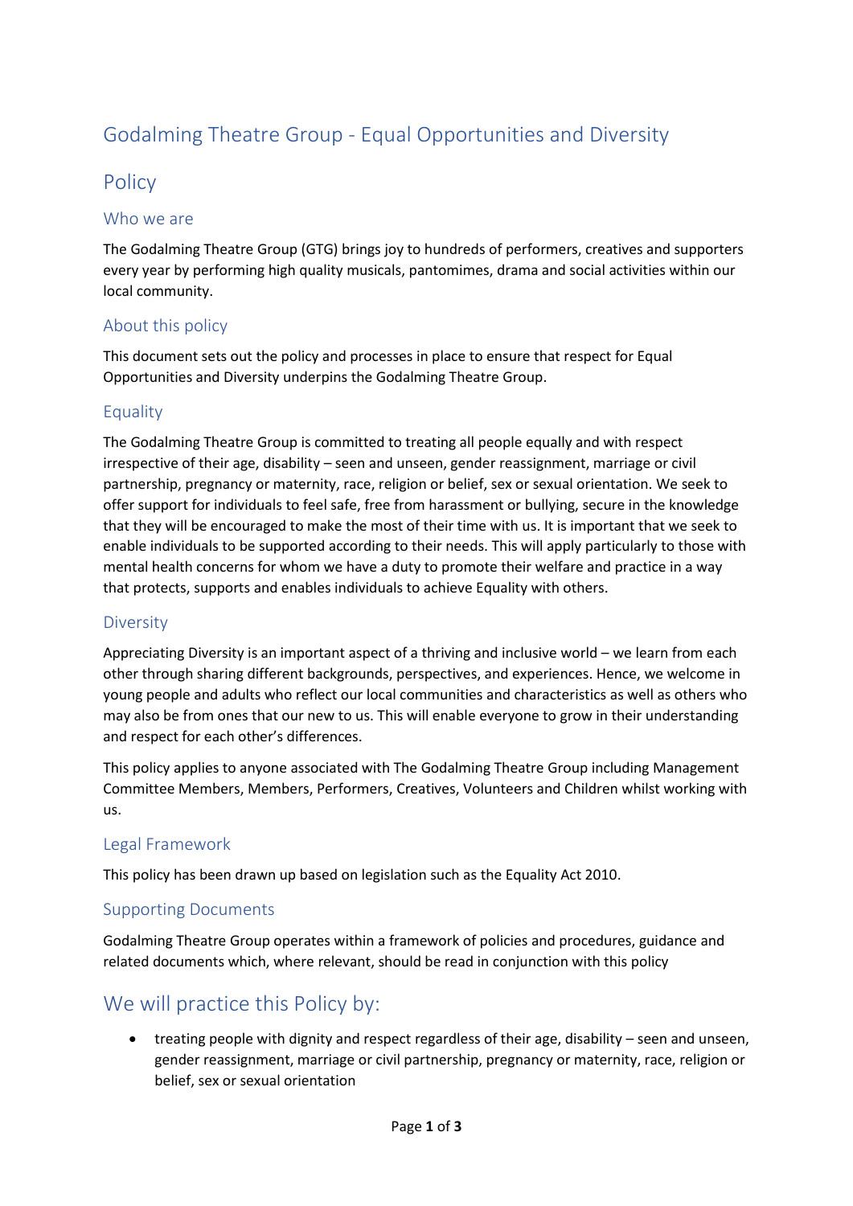# Godalming Theatre Group - Equal Opportunities and Diversity Policy

## Who we are

The Godalming Theatre Group (GTG) brings joy to hundreds of performers, creatives and supporters every year by performing high quality musicals, pantomimes, drama and social activities within our local community.

## About this policy

This document sets out the policy and processes in place to ensure that respect for Equal Opportunities and Diversity underpins the Godalming Theatre Group.

## Equality

The Godalming Theatre Group is committed to treating all people equally and with respect irrespective of their age, disability – seen and unseen, gender reassignment, marriage or civil partnership, pregnancy or maternity, race, religion or belief, sex or sexual orientation. We seek to offer support for individuals to feel safe, free from harassment or bullying, secure in the knowledge that they will be encouraged to make the most of their time with us. It is important that we seek to enable individuals to be supported according to their needs. This will apply particularly to those with mental health concerns for whom we have a duty to promote their welfare and practice in a way that protects, supports and enables individuals to achieve Equality with others.

## Diversity

Appreciating Diversity is an important aspect of a thriving and inclusive world – we learn from each other through sharing different backgrounds, perspectives, and experiences. Hence, we welcome in young people and adults who reflect our local communities and characteristics as well as others who may also be from ones that our new to us. This will enable everyone to grow in their understanding and respect for each other's differences.

This policy applies to anyone associated with The Godalming Theatre Group including Management Committee Members, Members, Performers, Creatives, Volunteers and Children whilst working with us.

## Legal Framework

This policy has been drawn up based on legislation such as the Equality Act 2010.

## Supporting Documents

Godalming Theatre Group operates within a framework of policies and procedures, guidance and related documents which, where relevant, should be read in conjunction with this policy

# We will practice this Policy by:

- treating people with dignity and respect regardless of their age, disability – seen and unseen, gender reassignment, marriage or civil partnership, pregnancy or maternity, race, religion or belief, sex or sexual orientation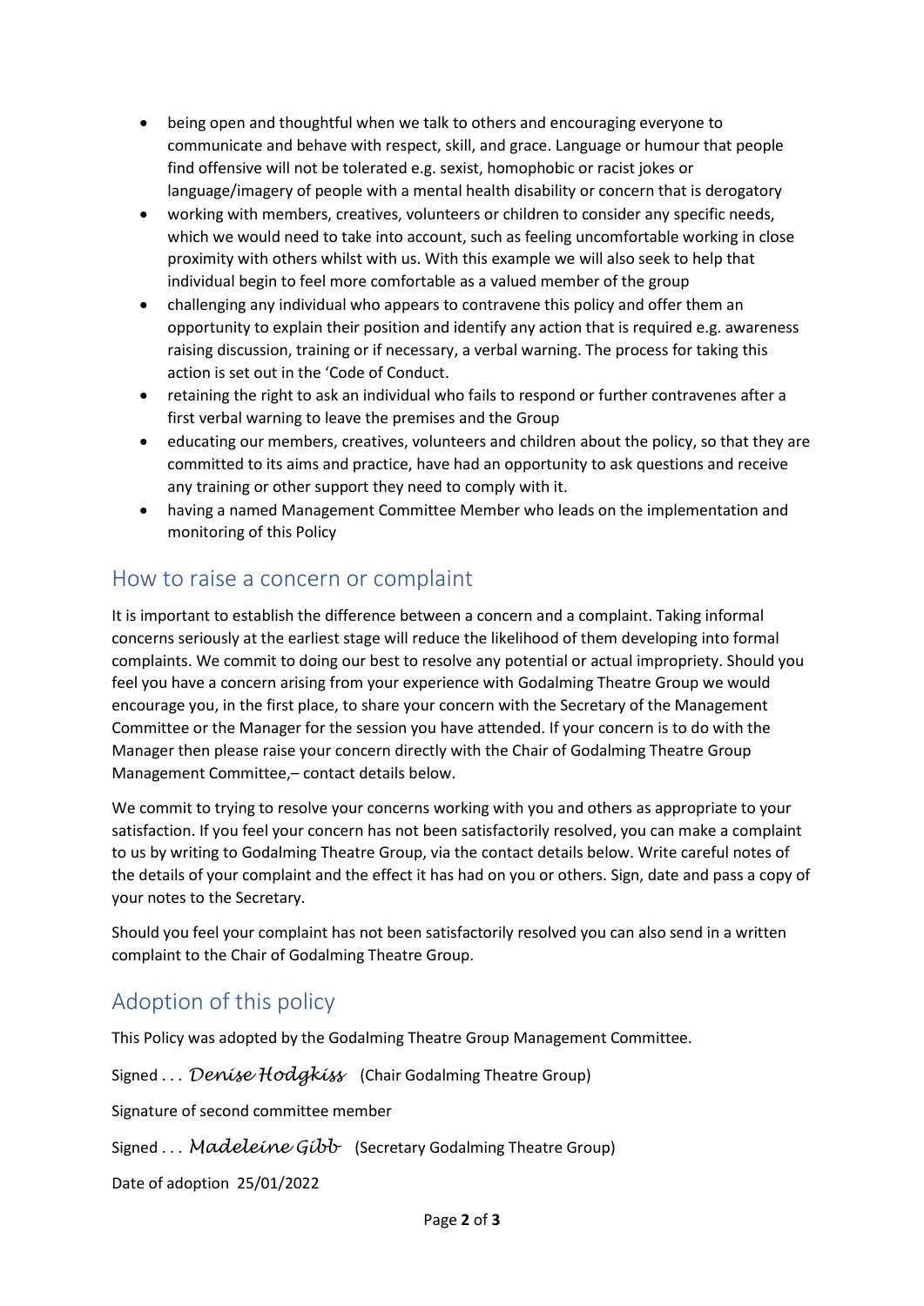- being open and thoughtful when we talk to others and encouraging everyone to communicate and behave with respect, skill, and grace. Language or humour that people find offensive will not be tolerated e.g. sexist, homophobic or racist jokes or language/imagery of people with a mental health disability or concern that is derogatory
- working with members, creatives, volunteers or children to consider any specific needs, which we would need to take into account, such as feeling uncomfortable working in close proximity with others whilst with us. With this example we will also seek to help that individual begin to feel more comfortable as a valued member of the group
- challenging any individual who appears to contravene this policy and offer them an opportunity to explain their position and identify any action that is required e.g. awareness raising discussion, training or if necessary, a verbal warning. The process for taking this action is set out in the 'Code of Conduct.
- retaining the right to ask an individual who fails to respond or further contravenes after a first verbal warning to leave the premises and the Group
- educating our members, creatives, volunteers and children about the policy, so that they are committed to its aims and practice, have had an opportunity to ask questions and receive any training or other support they need to comply with it.
- having a named Management Committee Member who leads on the implementation and monitoring of this Policy

## How to raise a concern or complaint

It is important to establish the difference between a concern and a complaint. Taking informal concerns seriously at the earliest stage will reduce the likelihood of them developing into formal complaints. We commit to doing our best to resolve any potential or actual impropriety. Should you feel you have a concern arising from your experience with Godalming Theatre Group we would encourage you, in the first place, to share your concern with the Secretary of the Management Committee or the Manager for the session you have attended. If your concern is to do with the Manager then please raise your concern directly with the Chair of Godalming Theatre Group Management Committee,– contact details below.

We commit to trying to resolve your concerns working with you and others as appropriate to your satisfaction. If you feel your concern has not been satisfactorily resolved, you can make a complaint to us by writing to Godalming Theatre Group, via the contact details below. Write careful notes of the details of your complaint and the effect it has had on you or others. Sign, date and pass a copy of your notes to the Secretary.

Should you feel your complaint has not been satisfactorily resolved you can also send in a written complaint to the Chair of Godalming Theatre Group.

## Adoption of this policy

This Policy was adopted by the Godalming Theatre Group Management Committee.

Signed . . . *Denise Hodgkiss* (Chair Godalming Theatre Group)

Signature of second committee member

Signed . . . *Madeleine Gibb* (Secretary Godalming Theatre Group)

Date of adoption 25/01/2022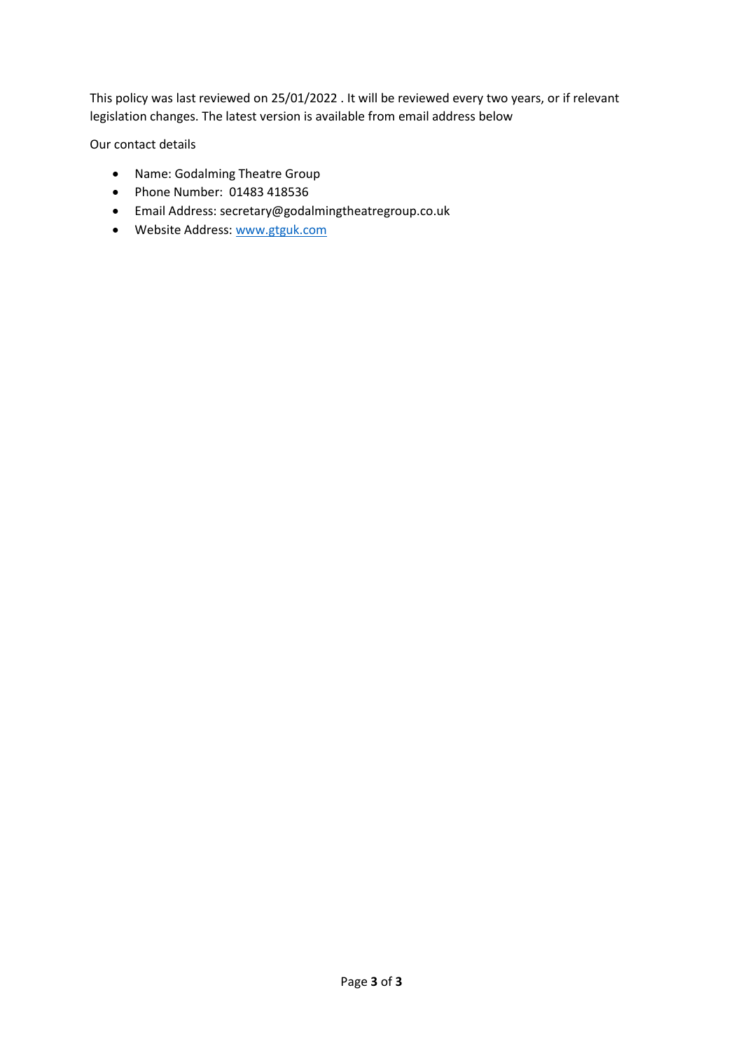This policy was last reviewed on 25/01/2022 . It will be reviewed every two years, or if relevant legislation changes. The latest version is available from email address below

Our contact details

- Name: Godalming Theatre Group
- Phone Number:  01483 418536
- Email Address: secretary@godalmingtheatregroup.co.uk
- Website Address: [www.gtguk.com](http://www.gtguk.com)